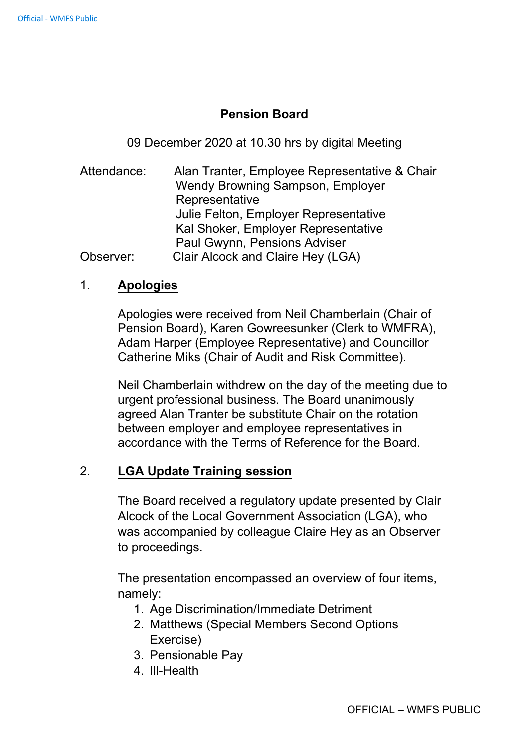# Pension Board

09 December 2020 at 10.30 hrs by digital Meeting

Attendance: Alan Tranter, Employee Representative & Chair
Wendy Browning Sampson, Employer Representative
Julie Felton, Employer Representative
Kal Shoker, Employer Representative
Paul Gwynn, Pensions Adviser

Observer: Clair Alcock and Claire Hey (LGA)

## 1. Apologies

Apologies were received from Neil Chamberlain (Chair of Pension Board), Karen Gowreesunker (Clerk to WMFRA), Adam Harper (Employee Representative) and Councillor Catherine Miks (Chair of Audit and Risk Committee).

Neil Chamberlain withdrew on the day of the meeting due to urgent professional business. The Board unanimously agreed Alan Tranter be substitute Chair on the rotation between employer and employee representatives in accordance with the Terms of Reference for the Board.

## 2. LGA Update Training session

The Board received a regulatory update presented by Clair Alcock of the Local Government Association (LGA), who was accompanied by colleague Claire Hey as an Observer to proceedings.

The presentation encompassed an overview of four items, namely:

1. Age Discrimination/Immediate Detriment
2. Matthews (Special Members Second Options Exercise)
3. Pensionable Pay
4. Ill-Health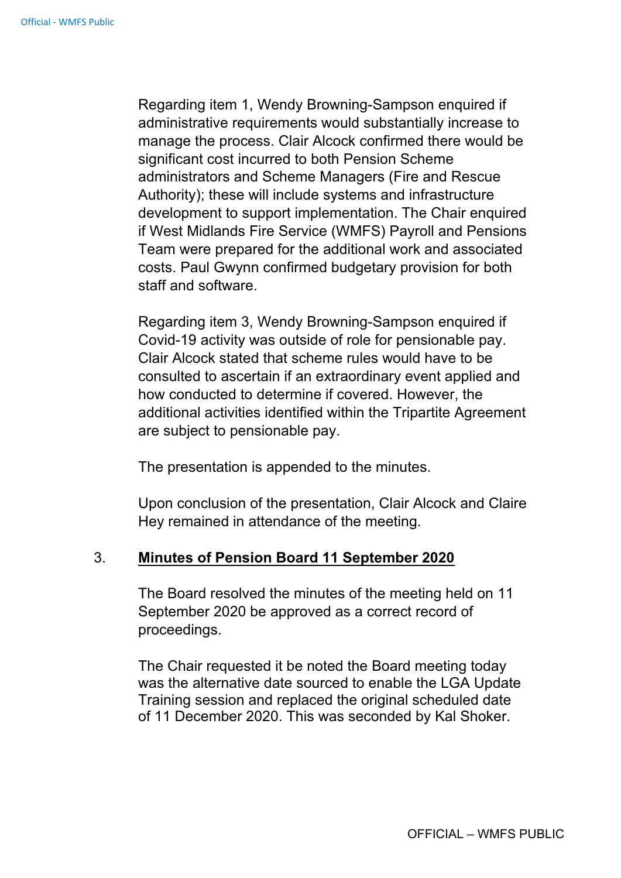Regarding item 1, Wendy Browning-Sampson enquired if administrative requirements would substantially increase to manage the process. Clair Alcock confirmed there would be significant cost incurred to both Pension Scheme administrators and Scheme Managers (Fire and Rescue Authority); these will include systems and infrastructure development to support implementation. The Chair enquired if West Midlands Fire Service (WMFS) Payroll and Pensions Team were prepared for the additional work and associated costs. Paul Gwynn confirmed budgetary provision for both staff and software.

Regarding item 3, Wendy Browning-Sampson enquired if Covid-19 activity was outside of role for pensionable pay. Clair Alcock stated that scheme rules would have to be consulted to ascertain if an extraordinary event applied and how conducted to determine if covered. However, the additional activities identified within the Tripartite Agreement are subject to pensionable pay.

The presentation is appended to the minutes.

Upon conclusion of the presentation, Clair Alcock and Claire Hey remained in attendance of the meeting.

3. **<u>Minutes of Pension Board 11 September 2020</u>**

The Board resolved the minutes of the meeting held on 11 September 2020 be approved as a correct record of proceedings.

The Chair requested it be noted the Board meeting today was the alternative date sourced to enable the LGA Update Training session and replaced the original scheduled date of 11 December 2020. This was seconded by Kal Shoker.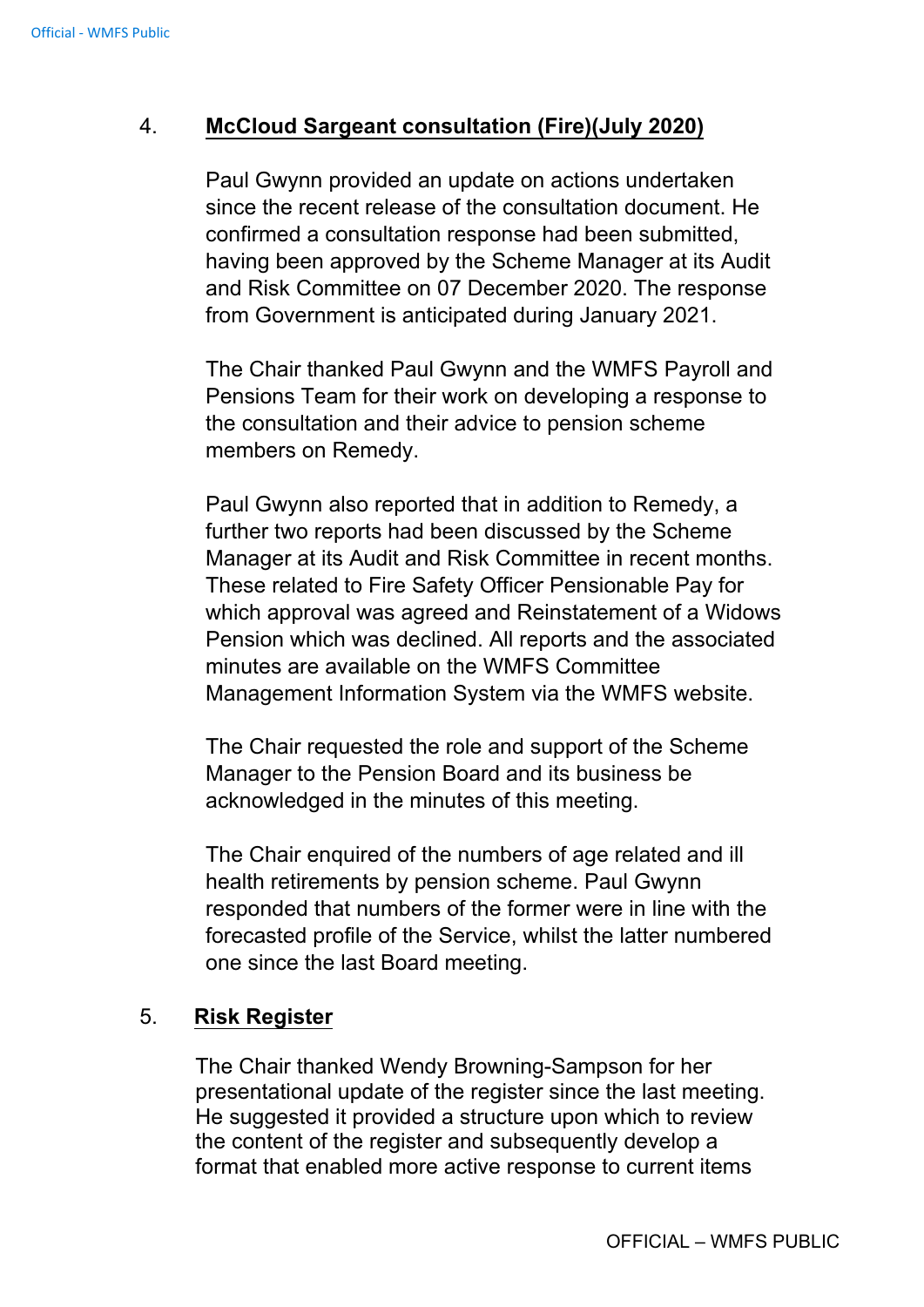4. **McCloud Sargeant consultation (Fire)(July 2020)**

Paul Gwynn provided an update on actions undertaken since the recent release of the consultation document. He confirmed a consultation response had been submitted, having been approved by the Scheme Manager at its Audit and Risk Committee on 07 December 2020. The response from Government is anticipated during January 2021.

The Chair thanked Paul Gwynn and the WMFS Payroll and Pensions Team for their work on developing a response to the consultation and their advice to pension scheme members on Remedy.

Paul Gwynn also reported that in addition to Remedy, a further two reports had been discussed by the Scheme Manager at its Audit and Risk Committee in recent months. These related to Fire Safety Officer Pensionable Pay for which approval was agreed and Reinstatement of a Widows Pension which was declined. All reports and the associated minutes are available on the WMFS Committee Management Information System via the WMFS website.

The Chair requested the role and support of the Scheme Manager to the Pension Board and its business be acknowledged in the minutes of this meeting.

The Chair enquired of the numbers of age related and ill health retirements by pension scheme. Paul Gwynn responded that numbers of the former were in line with the forecasted profile of the Service, whilst the latter numbered one since the last Board meeting.

5. **Risk Register**

The Chair thanked Wendy Browning-Sampson for her presentational update of the register since the last meeting. He suggested it provided a structure upon which to review the content of the register and subsequently develop a format that enabled more active response to current items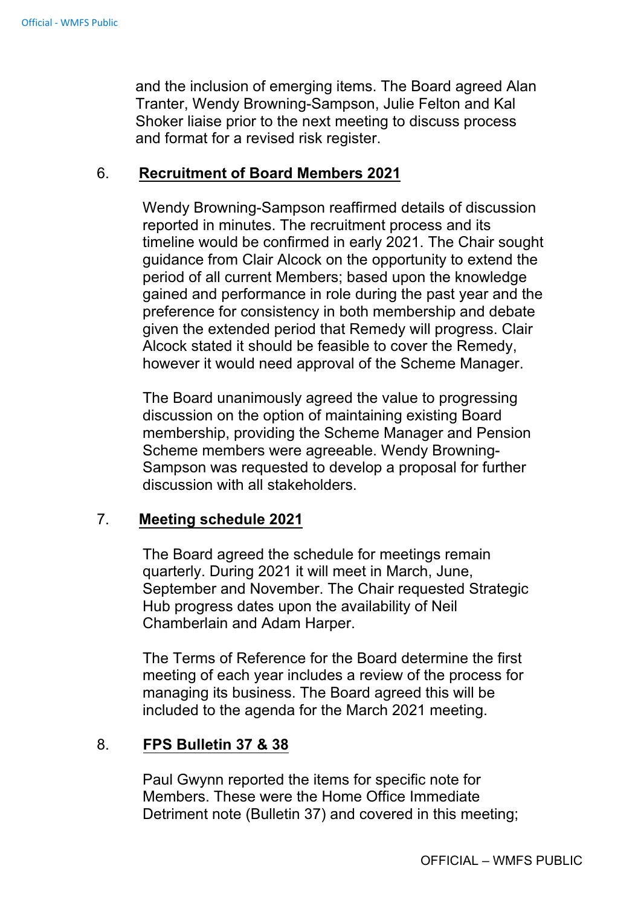and the inclusion of emerging items. The Board agreed Alan Tranter, Wendy Browning-Sampson, Julie Felton and Kal Shoker liaise prior to the next meeting to discuss process and format for a revised risk register.

6. **Recruitment of Board Members 2021**

Wendy Browning-Sampson reaffirmed details of discussion reported in minutes. The recruitment process and its timeline would be confirmed in early 2021. The Chair sought guidance from Clair Alcock on the opportunity to extend the period of all current Members; based upon the knowledge gained and performance in role during the past year and the preference for consistency in both membership and debate given the extended period that Remedy will progress. Clair Alcock stated it should be feasible to cover the Remedy, however it would need approval of the Scheme Manager.

The Board unanimously agreed the value to progressing discussion on the option of maintaining existing Board membership, providing the Scheme Manager and Pension Scheme members were agreeable. Wendy Browning-Sampson was requested to develop a proposal for further discussion with all stakeholders.

7. **Meeting schedule 2021**

The Board agreed the schedule for meetings remain quarterly. During 2021 it will meet in March, June, September and November. The Chair requested Strategic Hub progress dates upon the availability of Neil Chamberlain and Adam Harper.

The Terms of Reference for the Board determine the first meeting of each year includes a review of the process for managing its business. The Board agreed this will be included to the agenda for the March 2021 meeting.

8. **FPS Bulletin 37 & 38**

Paul Gwynn reported the items for specific note for Members. These were the Home Office Immediate Detriment note (Bulletin 37) and covered in this meeting;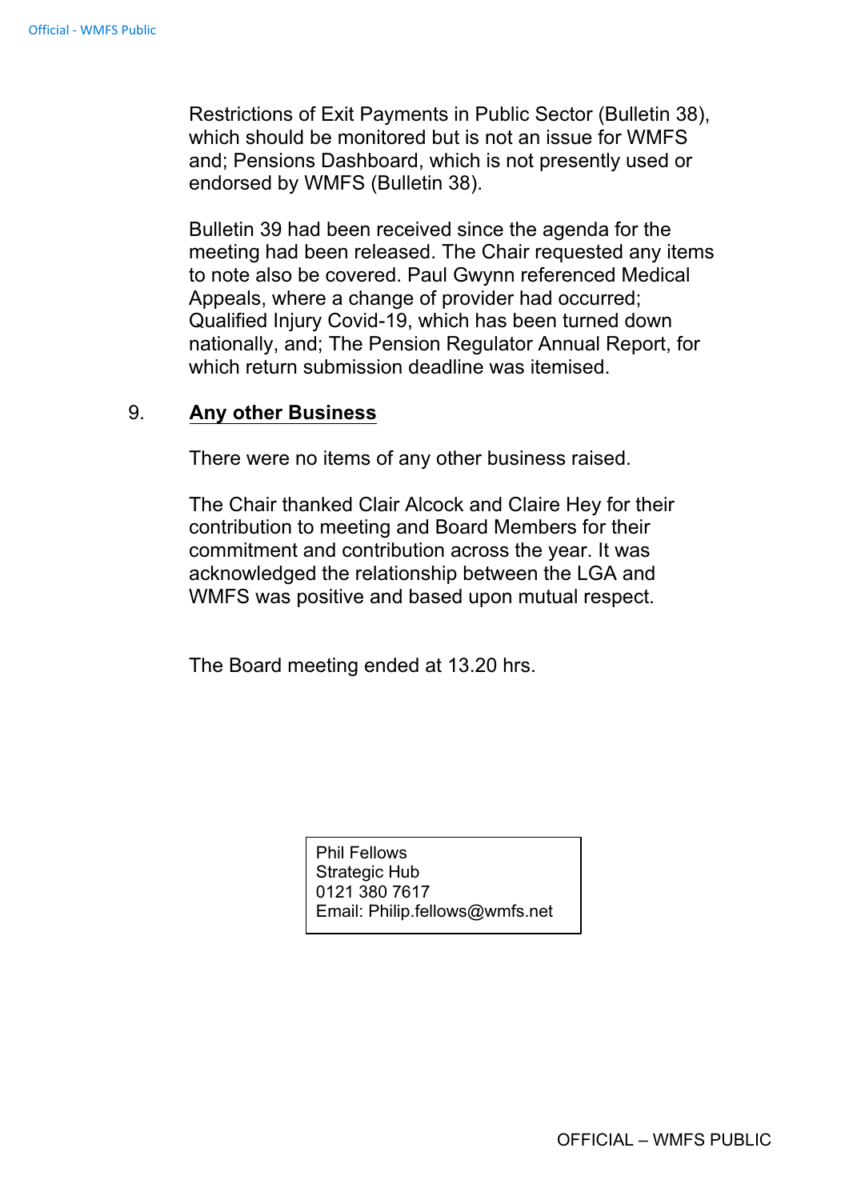Restrictions of Exit Payments in Public Sector (Bulletin 38), which should be monitored but is not an issue for WMFS and; Pensions Dashboard, which is not presently used or endorsed by WMFS (Bulletin 38).

Bulletin 39 had been received since the agenda for the meeting had been released. The Chair requested any items to note also be covered. Paul Gwynn referenced Medical Appeals, where a change of provider had occurred; Qualified Injury Covid-19, which has been turned down nationally, and; The Pension Regulator Annual Report, for which return submission deadline was itemised.

## 9. Any other Business

There were no items of any other business raised.

The Chair thanked Clair Alcock and Claire Hey for their contribution to meeting and Board Members for their commitment and contribution across the year. It was acknowledged the relationship between the LGA and WMFS was positive and based upon mutual respect.

The Board meeting ended at 13.20 hrs.

Phil Fellows
Strategic Hub
0121 380 7617
Email: Philip.fellows@wmfs.net